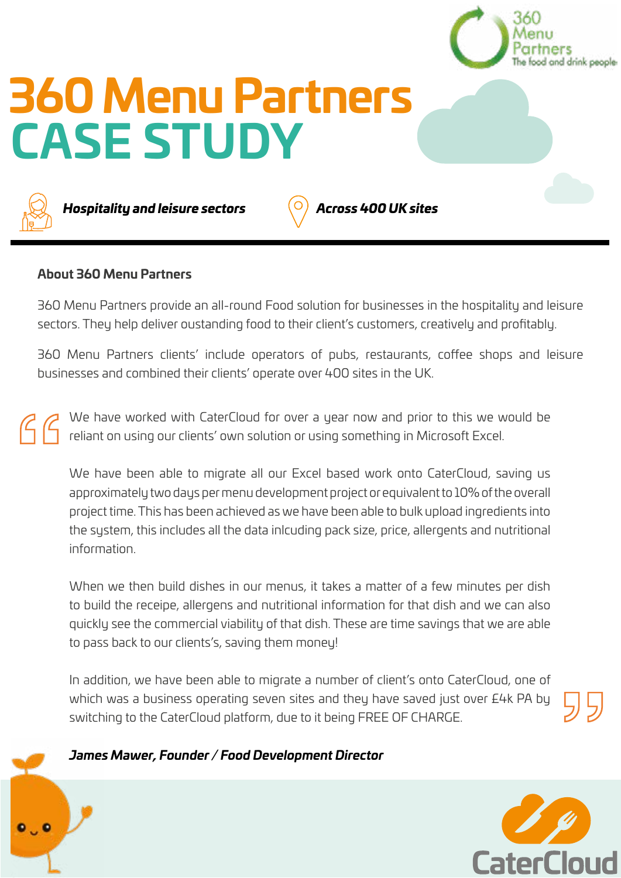# 360 Menu Partners CASE STUDY

***Hospitality and leisure sectors***

***Across 400 UK sites***

---

**About 360 Menu Partners**

360 Menu Partners provide an all-round Food solution for businesses in the hospitality and leisure sectors. They help deliver oustanding food to their client's customers, creatively and profitably.

360 Menu Partners clients' include operators of pubs, restaurants, coffee shops and leisure businesses and combined their clients' operate over 400 sites in the UK.

> We have worked with CaterCloud for over a year now and prior to this we would be reliant on using our clients' own solution or using something in Microsoft Excel.
>
> We have been able to migrate all our Excel based work onto CaterCloud, saving us approximately two days per menu development project or equivalent to 10% of the overall project time. This has been achieved as we have been able to bulk upload ingredients into the system, this includes all the data inlcuding pack size, price, allergents and nutritional information.
>
> When we then build dishes in our menus, it takes a matter of a few minutes per dish to build the receipe, allergens and nutritional information for that dish and we can also quickly see the commercial viability of that dish. These are time savings that we are able to pass back to our clients's, saving them money!
>
> In addition, we have been able to migrate a number of client's onto CaterCloud, one of which was a business operating seven sites and they have saved just over £4k PA by switching to the CaterCloud platform, due to it being FREE OF CHARGE.

***James Mawer, Founder / Food Development Director***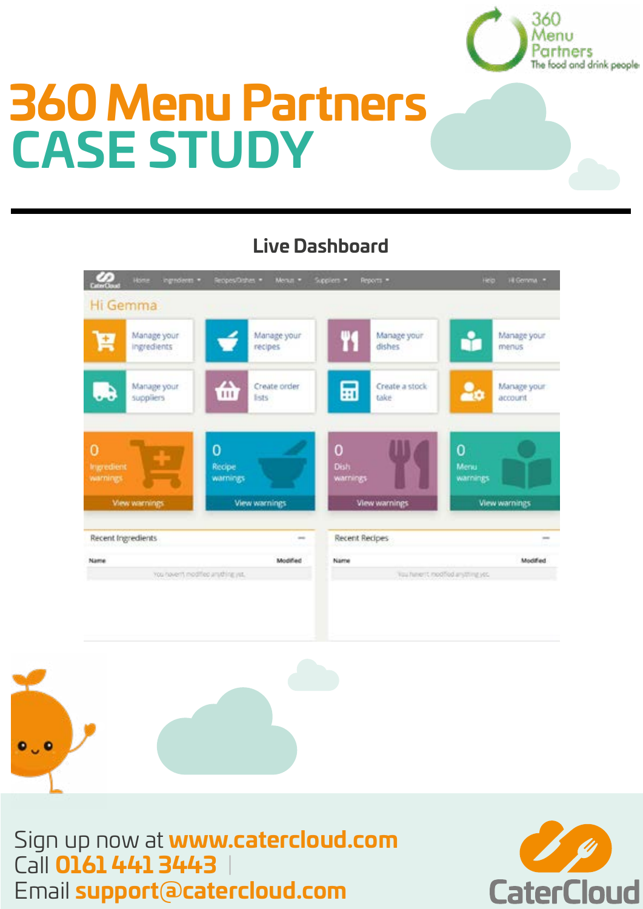# 360 Menu Partners
# CASE STUDY

## Live Dashboard

Sign up now at **www.catercloud.com**
Call **0161 441 3443** |
Email **support@catercloud.com**